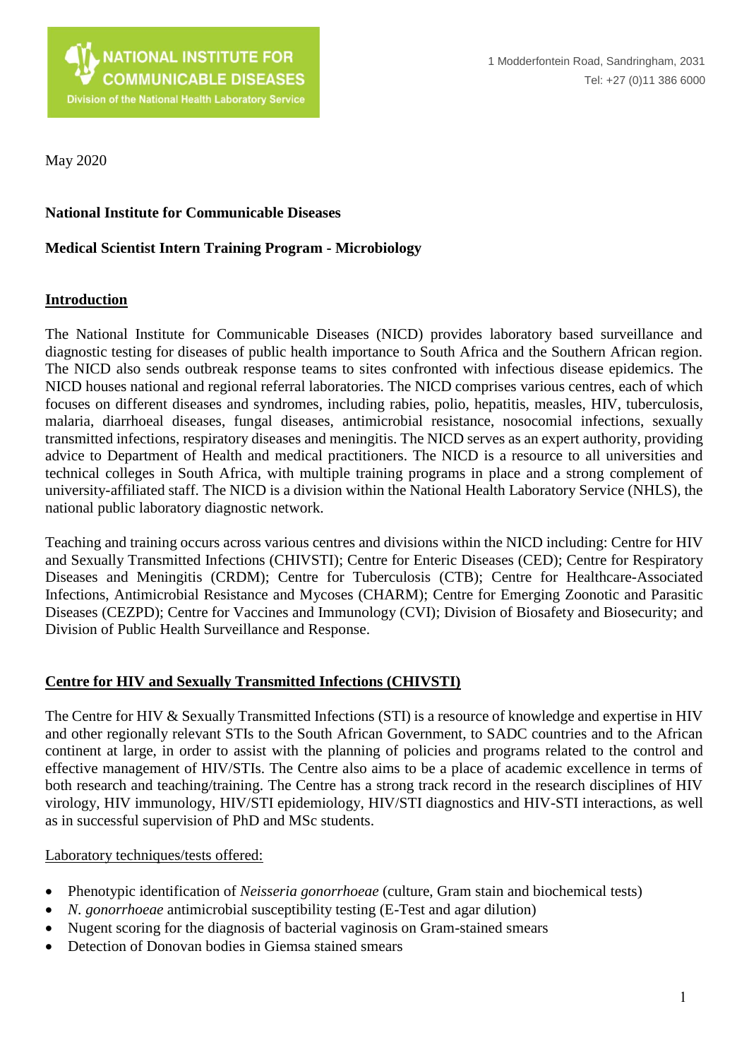NATIONAL INSTITUTE FOR COMMUNICABLE DISEASES
Division of the National Health Laboratory Service

1 Modderfontein Road, Sandringham, 2031
Tel: +27 (0)11 386 6000

May 2020

**National Institute for Communicable Diseases**

**Medical Scientist Intern Training Program - Microbiology**

## Introduction

The National Institute for Communicable Diseases (NICD) provides laboratory based surveillance and diagnostic testing for diseases of public health importance to South Africa and the Southern African region. The NICD also sends outbreak response teams to sites confronted with infectious disease epidemics. The NICD houses national and regional referral laboratories. The NICD comprises various centres, each of which focuses on different diseases and syndromes, including rabies, polio, hepatitis, measles, HIV, tuberculosis, malaria, diarrhoeal diseases, fungal diseases, antimicrobial resistance, nosocomial infections, sexually transmitted infections, respiratory diseases and meningitis. The NICD serves as an expert authority, providing advice to Department of Health and medical practitioners. The NICD is a resource to all universities and technical colleges in South Africa, with multiple training programs in place and a strong complement of university-affiliated staff. The NICD is a division within the National Health Laboratory Service (NHLS), the national public laboratory diagnostic network.

Teaching and training occurs across various centres and divisions within the NICD including: Centre for HIV and Sexually Transmitted Infections (CHIVSTI); Centre for Enteric Diseases (CED); Centre for Respiratory Diseases and Meningitis (CRDM); Centre for Tuberculosis (CTB); Centre for Healthcare-Associated Infections, Antimicrobial Resistance and Mycoses (CHARM); Centre for Emerging Zoonotic and Parasitic Diseases (CEZPD); Centre for Vaccines and Immunology (CVI); Division of Biosafety and Biosecurity; and Division of Public Health Surveillance and Response.

## Centre for HIV and Sexually Transmitted Infections (CHIVSTI)

The Centre for HIV & Sexually Transmitted Infections (STI) is a resource of knowledge and expertise in HIV and other regionally relevant STIs to the South African Government, to SADC countries and to the African continent at large, in order to assist with the planning of policies and programs related to the control and effective management of HIV/STIs. The Centre also aims to be a place of academic excellence in terms of both research and teaching/training. The Centre has a strong track record in the research disciplines of HIV virology, HIV immunology, HIV/STI epidemiology, HIV/STI diagnostics and HIV-STI interactions, as well as in successful supervision of PhD and MSc students.

Laboratory techniques/tests offered:

- Phenotypic identification of *Neisseria gonorrhoeae* (culture, Gram stain and biochemical tests)
- *N. gonorrhoeae* antimicrobial susceptibility testing (E-Test and agar dilution)
- Nugent scoring for the diagnosis of bacterial vaginosis on Gram-stained smears
- Detection of Donovan bodies in Giemsa stained smears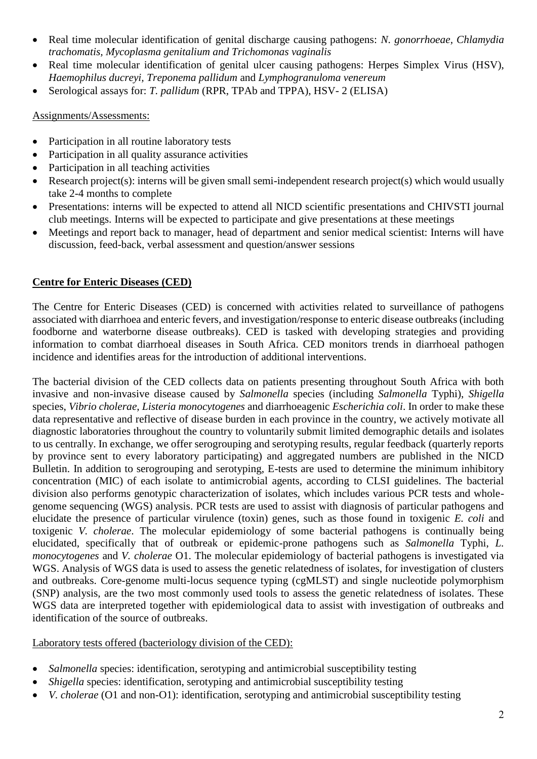- Real time molecular identification of genital discharge causing pathogens: *N. gonorrhoeae*, *Chlamydia trachomatis*, *Mycoplasma genitalium and Trichomonas vaginalis*
- Real time molecular identification of genital ulcer causing pathogens: Herpes Simplex Virus (HSV), *Haemophilus ducreyi*, *Treponema pallidum* and *Lymphogranuloma venereum*
- Serological assays for: *T. pallidum* (RPR, TPAb and TPPA), HSV- 2 (ELISA)

Assignments/Assessments:

- Participation in all routine laboratory tests
- Participation in all quality assurance activities
- Participation in all teaching activities
- Research project(s): interns will be given small semi-independent research project(s) which would usually take 2-4 months to complete
- Presentations: interns will be expected to attend all NICD scientific presentations and CHIVSTI journal club meetings. Interns will be expected to participate and give presentations at these meetings
- Meetings and report back to manager, head of department and senior medical scientist: Interns will have discussion, feed-back, verbal assessment and question/answer sessions

## Centre for Enteric Diseases (CED)

The Centre for Enteric Diseases (CED) is concerned with activities related to surveillance of pathogens associated with diarrhoea and enteric fevers, and investigation/response to enteric disease outbreaks (including foodborne and waterborne disease outbreaks). CED is tasked with developing strategies and providing information to combat diarrhoeal diseases in South Africa. CED monitors trends in diarrhoeal pathogen incidence and identifies areas for the introduction of additional interventions.

The bacterial division of the CED collects data on patients presenting throughout South Africa with both invasive and non-invasive disease caused by *Salmonella* species (including *Salmonella* Typhi), *Shigella* species, *Vibrio cholerae*, *Listeria monocytogenes* and diarrhoeagenic *Escherichia coli*. In order to make these data representative and reflective of disease burden in each province in the country, we actively motivate all diagnostic laboratories throughout the country to voluntarily submit limited demographic details and isolates to us centrally. In exchange, we offer serogrouping and serotyping results, regular feedback (quarterly reports by province sent to every laboratory participating) and aggregated numbers are published in the NICD Bulletin. In addition to serogrouping and serotyping, E-tests are used to determine the minimum inhibitory concentration (MIC) of each isolate to antimicrobial agents, according to CLSI guidelines. The bacterial division also performs genotypic characterization of isolates, which includes various PCR tests and whole-genome sequencing (WGS) analysis. PCR tests are used to assist with diagnosis of particular pathogens and elucidate the presence of particular virulence (toxin) genes, such as those found in toxigenic *E. coli* and toxigenic *V. cholerae*. The molecular epidemiology of some bacterial pathogens is continually being elucidated, specifically that of outbreak or epidemic-prone pathogens such as *Salmonella* Typhi, *L. monocytogenes* and *V. cholerae* O1. The molecular epidemiology of bacterial pathogens is investigated via WGS. Analysis of WGS data is used to assess the genetic relatedness of isolates, for investigation of clusters and outbreaks. Core-genome multi-locus sequence typing (cgMLST) and single nucleotide polymorphism (SNP) analysis, are the two most commonly used tools to assess the genetic relatedness of isolates. These WGS data are interpreted together with epidemiological data to assist with investigation of outbreaks and identification of the source of outbreaks.

Laboratory tests offered (bacteriology division of the CED):

- *Salmonella* species: identification, serotyping and antimicrobial susceptibility testing
- *Shigella* species: identification, serotyping and antimicrobial susceptibility testing
- *V. cholerae* (O1 and non-O1): identification, serotyping and antimicrobial susceptibility testing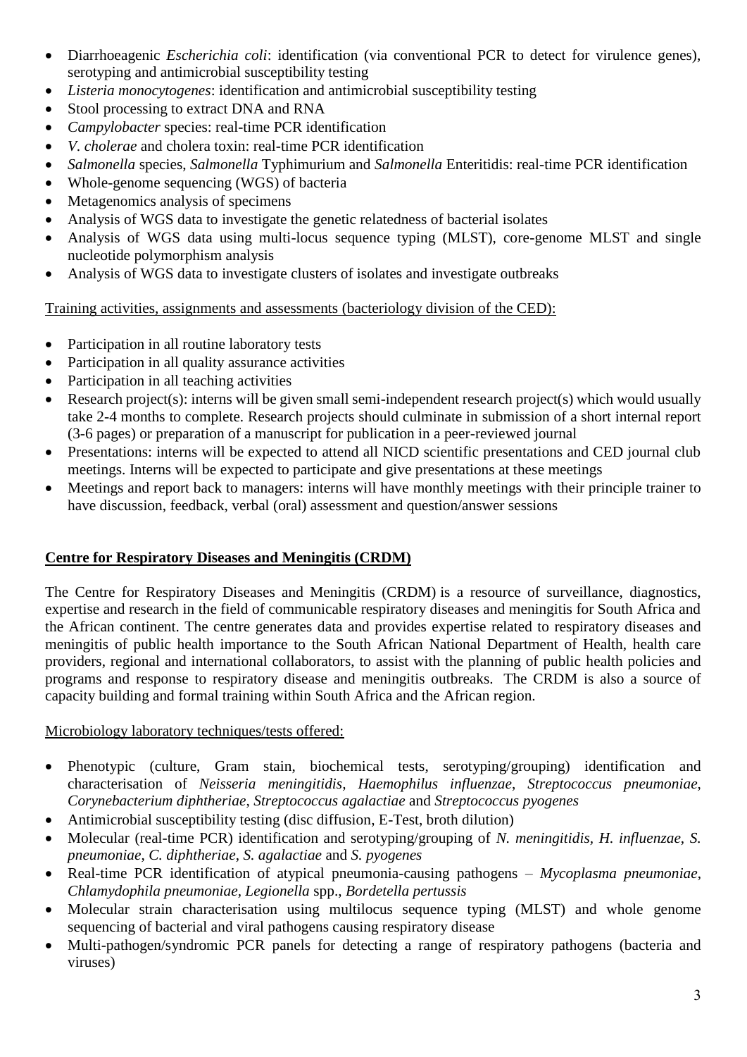- Diarrhoeagenic *Escherichia coli*: identification (via conventional PCR to detect for virulence genes), serotyping and antimicrobial susceptibility testing
- *Listeria monocytogenes*: identification and antimicrobial susceptibility testing
- Stool processing to extract DNA and RNA
- *Campylobacter* species: real-time PCR identification
- *V. cholerae* and cholera toxin: real-time PCR identification
- *Salmonella* species, *Salmonella* Typhimurium and *Salmonella* Enteritidis: real-time PCR identification
- Whole-genome sequencing (WGS) of bacteria
- Metagenomics analysis of specimens
- Analysis of WGS data to investigate the genetic relatedness of bacterial isolates
- Analysis of WGS data using multi-locus sequence typing (MLST), core-genome MLST and single nucleotide polymorphism analysis
- Analysis of WGS data to investigate clusters of isolates and investigate outbreaks

Training activities, assignments and assessments (bacteriology division of the CED):

- Participation in all routine laboratory tests
- Participation in all quality assurance activities
- Participation in all teaching activities
- Research project(s): interns will be given small semi-independent research project(s) which would usually take 2-4 months to complete. Research projects should culminate in submission of a short internal report (3-6 pages) or preparation of a manuscript for publication in a peer-reviewed journal
- Presentations: interns will be expected to attend all NICD scientific presentations and CED journal club meetings. Interns will be expected to participate and give presentations at these meetings
- Meetings and report back to managers: interns will have monthly meetings with their principle trainer to have discussion, feedback, verbal (oral) assessment and question/answer sessions

## Centre for Respiratory Diseases and Meningitis (CRDM)

The Centre for Respiratory Diseases and Meningitis (CRDM) is a resource of surveillance, diagnostics, expertise and research in the field of communicable respiratory diseases and meningitis for South Africa and the African continent. The centre generates data and provides expertise related to respiratory diseases and meningitis of public health importance to the South African National Department of Health, health care providers, regional and international collaborators, to assist with the planning of public health policies and programs and response to respiratory disease and meningitis outbreaks. The CRDM is also a source of capacity building and formal training within South Africa and the African region.

Microbiology laboratory techniques/tests offered:

- Phenotypic (culture, Gram stain, biochemical tests, serotyping/grouping) identification and characterisation of *Neisseria meningitidis*, *Haemophilus influenzae*, *Streptococcus pneumoniae*, *Corynebacterium diphtheriae*, *Streptococcus agalactiae* and *Streptococcus pyogenes*
- Antimicrobial susceptibility testing (disc diffusion, E-Test, broth dilution)
- Molecular (real-time PCR) identification and serotyping/grouping of *N. meningitidis*, *H. influenzae*, *S. pneumoniae*, *C. diphtheriae*, *S. agalactiae* and *S. pyogenes*
- Real-time PCR identification of atypical pneumonia-causing pathogens – *Mycoplasma pneumoniae*, *Chlamydophila pneumoniae*, *Legionella* spp., *Bordetella pertussis*
- Molecular strain characterisation using multilocus sequence typing (MLST) and whole genome sequencing of bacterial and viral pathogens causing respiratory disease
- Multi-pathogen/syndromic PCR panels for detecting a range of respiratory pathogens (bacteria and viruses)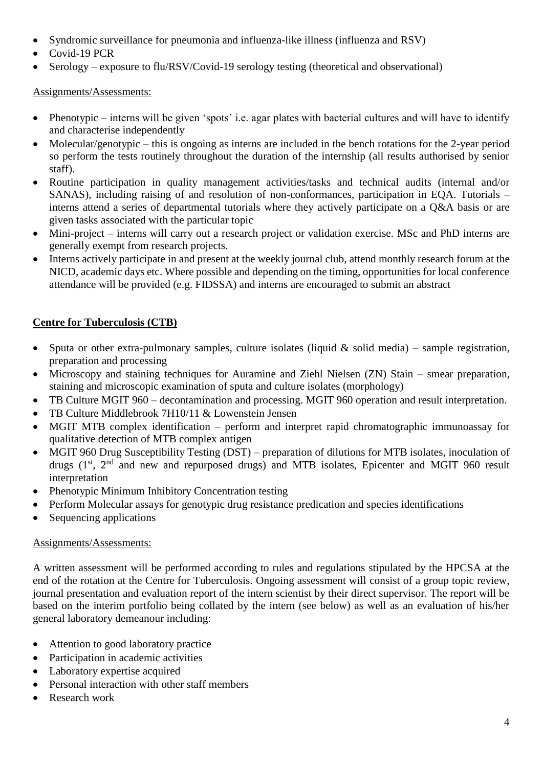- Syndromic surveillance for pneumonia and influenza-like illness (influenza and RSV)
- Covid-19 PCR
- Serology – exposure to flu/RSV/Covid-19 serology testing (theoretical and observational)

Assignments/Assessments:

- Phenotypic – interns will be given 'spots' i.e. agar plates with bacterial cultures and will have to identify and characterise independently
- Molecular/genotypic – this is ongoing as interns are included in the bench rotations for the 2-year period so perform the tests routinely throughout the duration of the internship (all results authorised by senior staff).
- Routine participation in quality management activities/tasks and technical audits (internal and/or SANAS), including raising of and resolution of non-conformances, participation in EQA. Tutorials – interns attend a series of departmental tutorials where they actively participate on a Q&A basis or are given tasks associated with the particular topic
- Mini-project – interns will carry out a research project or validation exercise. MSc and PhD interns are generally exempt from research projects.
- Interns actively participate in and present at the weekly journal club, attend monthly research forum at the NICD, academic days etc. Where possible and depending on the timing, opportunities for local conference attendance will be provided (e.g. FIDSSA) and interns are encouraged to submit an abstract

## Centre for Tuberculosis (CTB)

- Sputa or other extra-pulmonary samples, culture isolates (liquid & solid media) – sample registration, preparation and processing
- Microscopy and staining techniques for Auramine and Ziehl Nielsen (ZN) Stain – smear preparation, staining and microscopic examination of sputa and culture isolates (morphology)
- TB Culture MGIT 960 – decontamination and processing. MGIT 960 operation and result interpretation.
- TB Culture Middlebrook 7H10/11 & Lowenstein Jensen
- MGIT MTB complex identification – perform and interpret rapid chromatographic immunoassay for qualitative detection of MTB complex antigen
- MGIT 960 Drug Susceptibility Testing (DST) – preparation of dilutions for MTB isolates, inoculation of drugs (1st, 2nd and new and repurposed drugs) and MTB isolates, Epicenter and MGIT 960 result interpretation
- Phenotypic Minimum Inhibitory Concentration testing
- Perform Molecular assays for genotypic drug resistance predication and species identifications
- Sequencing applications

Assignments/Assessments:

A written assessment will be performed according to rules and regulations stipulated by the HPCSA at the end of the rotation at the Centre for Tuberculosis. Ongoing assessment will consist of a group topic review, journal presentation and evaluation report of the intern scientist by their direct supervisor. The report will be based on the interim portfolio being collated by the intern (see below) as well as an evaluation of his/her general laboratory demeanour including:

- Attention to good laboratory practice
- Participation in academic activities
- Laboratory expertise acquired
- Personal interaction with other staff members
- Research work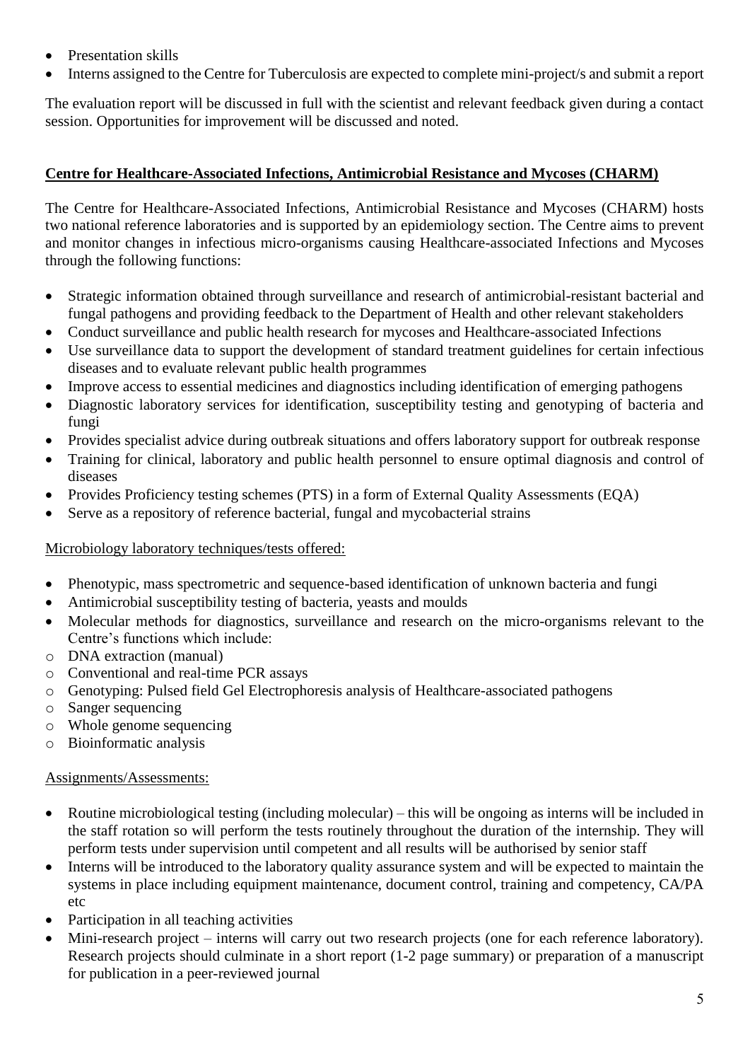- Presentation skills
- Interns assigned to the Centre for Tuberculosis are expected to complete mini-project/s and submit a report

The evaluation report will be discussed in full with the scientist and relevant feedback given during a contact session. Opportunities for improvement will be discussed and noted.

## Centre for Healthcare-Associated Infections, Antimicrobial Resistance and Mycoses (CHARM)

The Centre for Healthcare-Associated Infections, Antimicrobial Resistance and Mycoses (CHARM) hosts two national reference laboratories and is supported by an epidemiology section. The Centre aims to prevent and monitor changes in infectious micro-organisms causing Healthcare-associated Infections and Mycoses through the following functions:

- Strategic information obtained through surveillance and research of antimicrobial-resistant bacterial and fungal pathogens and providing feedback to the Department of Health and other relevant stakeholders
- Conduct surveillance and public health research for mycoses and Healthcare-associated Infections
- Use surveillance data to support the development of standard treatment guidelines for certain infectious diseases and to evaluate relevant public health programmes
- Improve access to essential medicines and diagnostics including identification of emerging pathogens
- Diagnostic laboratory services for identification, susceptibility testing and genotyping of bacteria and fungi
- Provides specialist advice during outbreak situations and offers laboratory support for outbreak response
- Training for clinical, laboratory and public health personnel to ensure optimal diagnosis and control of diseases
- Provides Proficiency testing schemes (PTS) in a form of External Quality Assessments (EQA)
- Serve as a repository of reference bacterial, fungal and mycobacterial strains

Microbiology laboratory techniques/tests offered:

- Phenotypic, mass spectrometric and sequence-based identification of unknown bacteria and fungi
- Antimicrobial susceptibility testing of bacteria, yeasts and moulds
- Molecular methods for diagnostics, surveillance and research on the micro-organisms relevant to the Centre's functions which include:
  - DNA extraction (manual)
  - Conventional and real-time PCR assays
  - Genotyping: Pulsed field Gel Electrophoresis analysis of Healthcare-associated pathogens
  - Sanger sequencing
  - Whole genome sequencing
  - Bioinformatic analysis

Assignments/Assessments:

- Routine microbiological testing (including molecular) – this will be ongoing as interns will be included in the staff rotation so will perform the tests routinely throughout the duration of the internship. They will perform tests under supervision until competent and all results will be authorised by senior staff
- Interns will be introduced to the laboratory quality assurance system and will be expected to maintain the systems in place including equipment maintenance, document control, training and competency, CA/PA etc
- Participation in all teaching activities
- Mini-research project – interns will carry out two research projects (one for each reference laboratory). Research projects should culminate in a short report (1-2 page summary) or preparation of a manuscript for publication in a peer-reviewed journal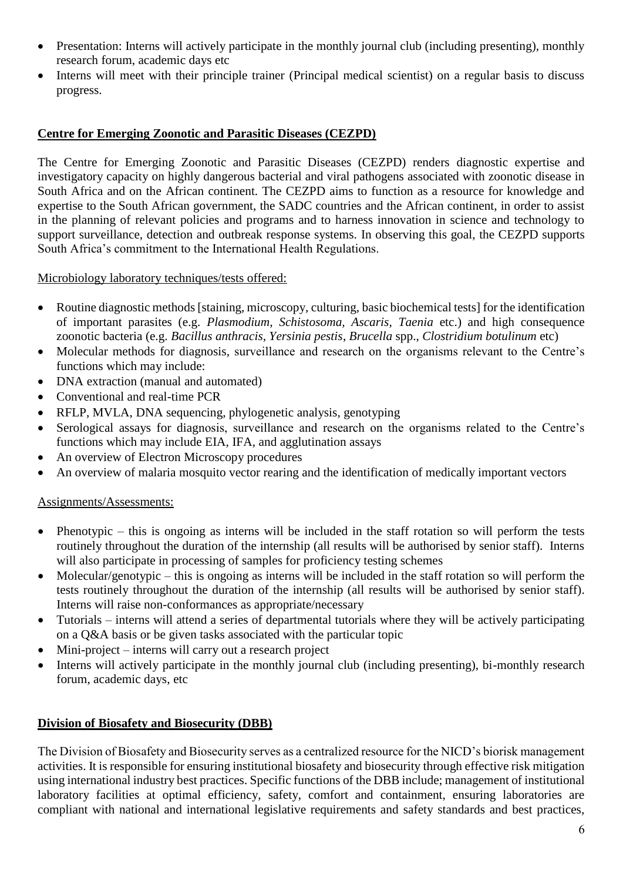- Presentation: Interns will actively participate in the monthly journal club (including presenting), monthly research forum, academic days etc
- Interns will meet with their principle trainer (Principal medical scientist) on a regular basis to discuss progress.

## Centre for Emerging Zoonotic and Parasitic Diseases (CEZPD)

The Centre for Emerging Zoonotic and Parasitic Diseases (CEZPD) renders diagnostic expertise and investigatory capacity on highly dangerous bacterial and viral pathogens associated with zoonotic disease in South Africa and on the African continent. The CEZPD aims to function as a resource for knowledge and expertise to the South African government, the SADC countries and the African continent, in order to assist in the planning of relevant policies and programs and to harness innovation in science and technology to support surveillance, detection and outbreak response systems. In observing this goal, the CEZPD supports South Africa's commitment to the International Health Regulations.

Microbiology laboratory techniques/tests offered:

- Routine diagnostic methods [staining, microscopy, culturing, basic biochemical tests] for the identification of important parasites (e.g. *Plasmodium, Schistosoma, Ascaris, Taenia* etc.) and high consequence zoonotic bacteria (e.g. *Bacillus anthracis, Yersinia pestis*, *Brucella* spp., *Clostridium botulinum* etc)
- Molecular methods for diagnosis, surveillance and research on the organisms relevant to the Centre's functions which may include:
- DNA extraction (manual and automated)
- Conventional and real-time PCR
- RFLP, MVLA, DNA sequencing, phylogenetic analysis, genotyping
- Serological assays for diagnosis, surveillance and research on the organisms related to the Centre's functions which may include EIA, IFA, and agglutination assays
- An overview of Electron Microscopy procedures
- An overview of malaria mosquito vector rearing and the identification of medically important vectors

Assignments/Assessments:

- Phenotypic – this is ongoing as interns will be included in the staff rotation so will perform the tests routinely throughout the duration of the internship (all results will be authorised by senior staff). Interns will also participate in processing of samples for proficiency testing schemes
- Molecular/genotypic – this is ongoing as interns will be included in the staff rotation so will perform the tests routinely throughout the duration of the internship (all results will be authorised by senior staff). Interns will raise non-conformances as appropriate/necessary
- Tutorials – interns will attend a series of departmental tutorials where they will be actively participating on a Q&A basis or be given tasks associated with the particular topic
- Mini-project – interns will carry out a research project
- Interns will actively participate in the monthly journal club (including presenting), bi-monthly research forum, academic days, etc

## Division of Biosafety and Biosecurity (DBB)

The Division of Biosafety and Biosecurity serves as a centralized resource for the NICD's biorisk management activities. It is responsible for ensuring institutional biosafety and biosecurity through effective risk mitigation using international industry best practices. Specific functions of the DBB include; management of institutional laboratory facilities at optimal efficiency, safety, comfort and containment, ensuring laboratories are compliant with national and international legislative requirements and safety standards and best practices,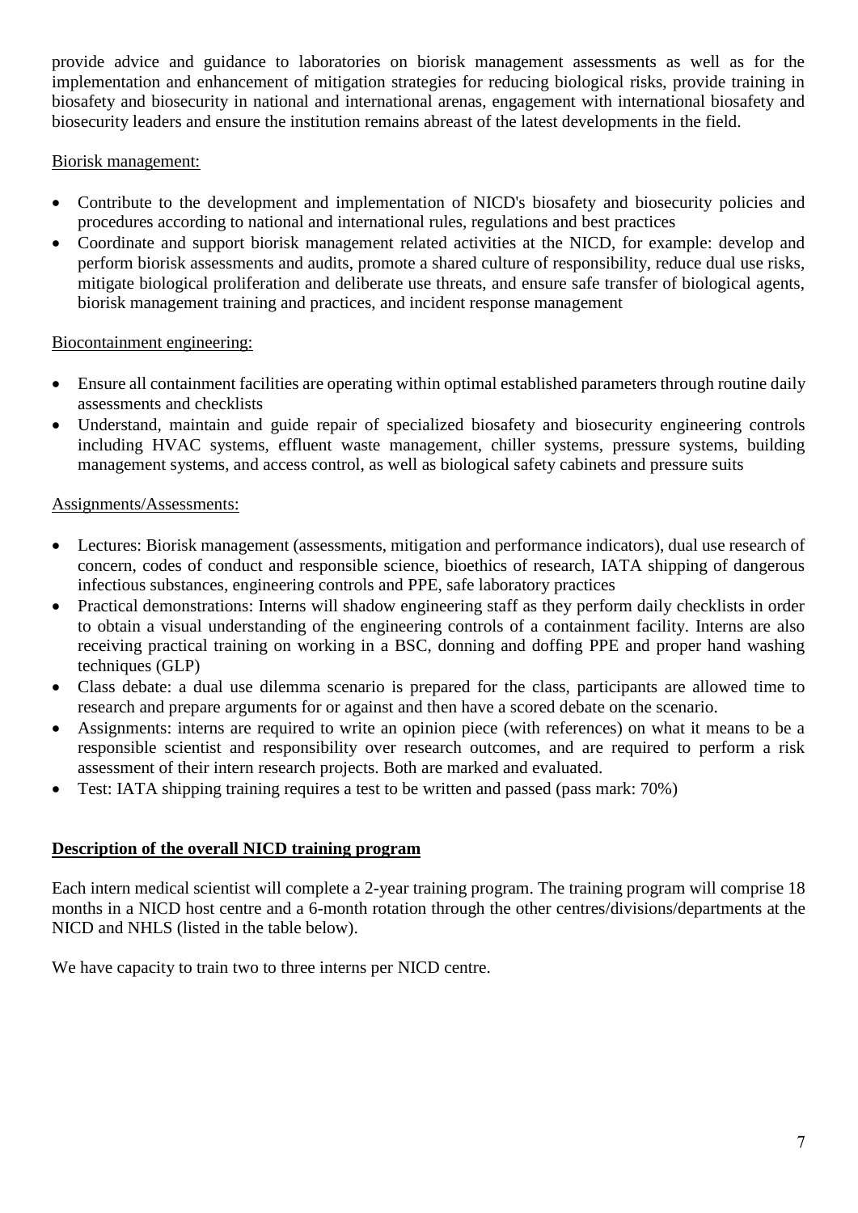provide advice and guidance to laboratories on biorisk management assessments as well as for the implementation and enhancement of mitigation strategies for reducing biological risks, provide training in biosafety and biosecurity in national and international arenas, engagement with international biosafety and biosecurity leaders and ensure the institution remains abreast of the latest developments in the field.

<u>Biorisk management:</u>

- Contribute to the development and implementation of NICD's biosafety and biosecurity policies and procedures according to national and international rules, regulations and best practices
- Coordinate and support biorisk management related activities at the NICD, for example: develop and perform biorisk assessments and audits, promote a shared culture of responsibility, reduce dual use risks, mitigate biological proliferation and deliberate use threats, and ensure safe transfer of biological agents, biorisk management training and practices, and incident response management

<u>Biocontainment engineering:</u>

- Ensure all containment facilities are operating within optimal established parameters through routine daily assessments and checklists
- Understand, maintain and guide repair of specialized biosafety and biosecurity engineering controls including HVAC systems, effluent waste management, chiller systems, pressure systems, building management systems, and access control, as well as biological safety cabinets and pressure suits

<u>Assignments/Assessments:</u>

- Lectures: Biorisk management (assessments, mitigation and performance indicators), dual use research of concern, codes of conduct and responsible science, bioethics of research, IATA shipping of dangerous infectious substances, engineering controls and PPE, safe laboratory practices
- Practical demonstrations: Interns will shadow engineering staff as they perform daily checklists in order to obtain a visual understanding of the engineering controls of a containment facility. Interns are also receiving practical training on working in a BSC, donning and doffing PPE and proper hand washing techniques (GLP)
- Class debate: a dual use dilemma scenario is prepared for the class, participants are allowed time to research and prepare arguments for or against and then have a scored debate on the scenario.
- Assignments: interns are required to write an opinion piece (with references) on what it means to be a responsible scientist and responsibility over research outcomes, and are required to perform a risk assessment of their intern research projects. Both are marked and evaluated.
- Test: IATA shipping training requires a test to be written and passed (pass mark: 70%)

## **<u>Description of the overall NICD training program</u>**

Each intern medical scientist will complete a 2-year training program. The training program will comprise 18 months in a NICD host centre and a 6-month rotation through the other centres/divisions/departments at the NICD and NHLS (listed in the table below).

We have capacity to train two to three interns per NICD centre.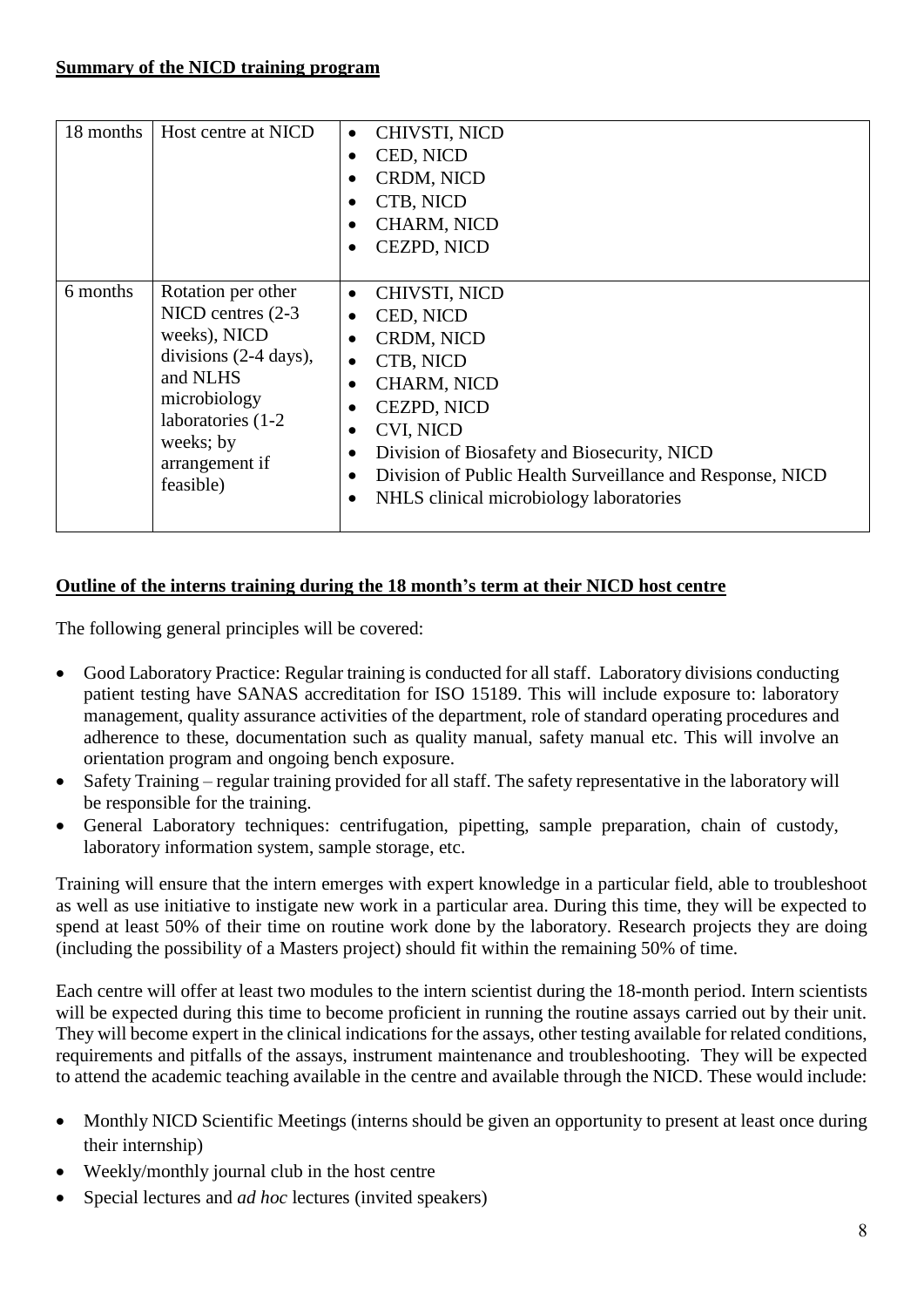**Summary of the NICD training program**

| | | |
|---|---|---|
| 18 months | Host centre at NICD | • CHIVSTI, NICD<br>• CED, NICD<br>• CRDM, NICD<br>• CTB, NICD<br>• CHARM, NICD<br>• CEZPD, NICD |
| 6 months | Rotation per other NICD centres (2-3 weeks), NICD divisions (2-4 days), and NLHS microbiology laboratories (1-2 weeks; by arrangement if feasible) | • CHIVSTI, NICD<br>• CED, NICD<br>• CRDM, NICD<br>• CTB, NICD<br>• CHARM, NICD<br>• CEZPD, NICD<br>• CVI, NICD<br>• Division of Biosafety and Biosecurity, NICD<br>• Division of Public Health Surveillance and Response, NICD<br>• NHLS clinical microbiology laboratories |

**Outline of the interns training during the 18 month's term at their NICD host centre**

The following general principles will be covered:

- Good Laboratory Practice: Regular training is conducted for all staff. Laboratory divisions conducting patient testing have SANAS accreditation for ISO 15189. This will include exposure to: laboratory management, quality assurance activities of the department, role of standard operating procedures and adherence to these, documentation such as quality manual, safety manual etc. This will involve an orientation program and ongoing bench exposure.
- Safety Training – regular training provided for all staff. The safety representative in the laboratory will be responsible for the training.
- General Laboratory techniques: centrifugation, pipetting, sample preparation, chain of custody, laboratory information system, sample storage, etc.

Training will ensure that the intern emerges with expert knowledge in a particular field, able to troubleshoot as well as use initiative to instigate new work in a particular area. During this time, they will be expected to spend at least 50% of their time on routine work done by the laboratory. Research projects they are doing (including the possibility of a Masters project) should fit within the remaining 50% of time.

Each centre will offer at least two modules to the intern scientist during the 18-month period. Intern scientists will be expected during this time to become proficient in running the routine assays carried out by their unit. They will become expert in the clinical indications for the assays, other testing available for related conditions, requirements and pitfalls of the assays, instrument maintenance and troubleshooting. They will be expected to attend the academic teaching available in the centre and available through the NICD. These would include:

- Monthly NICD Scientific Meetings (interns should be given an opportunity to present at least once during their internship)
- Weekly/monthly journal club in the host centre
- Special lectures and *ad hoc* lectures (invited speakers)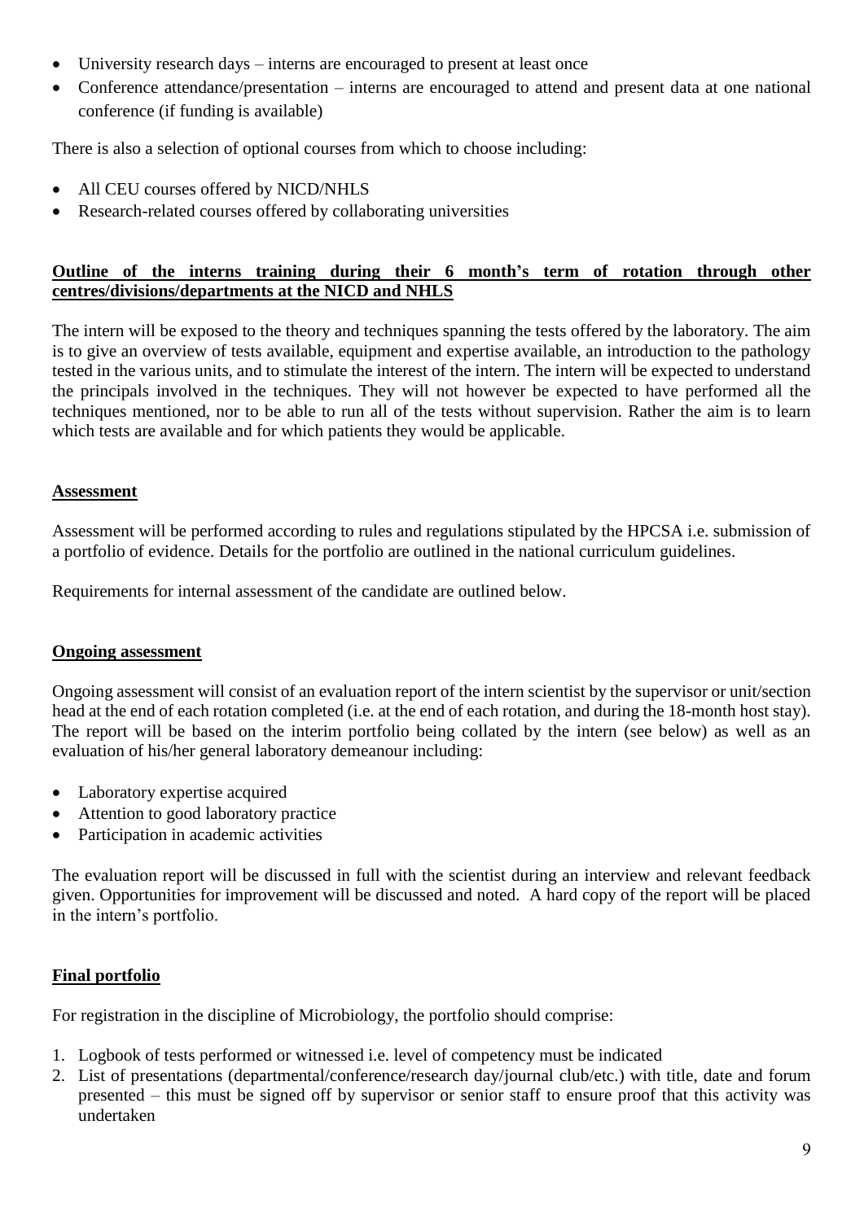- University research days – interns are encouraged to present at least once
- Conference attendance/presentation – interns are encouraged to attend and present data at one national conference (if funding is available)

There is also a selection of optional courses from which to choose including:

- All CEU courses offered by NICD/NHLS
- Research-related courses offered by collaborating universities

**Outline of the interns training during their 6 month's term of rotation through other centres/divisions/departments at the NICD and NHLS**

The intern will be exposed to the theory and techniques spanning the tests offered by the laboratory. The aim is to give an overview of tests available, equipment and expertise available, an introduction to the pathology tested in the various units, and to stimulate the interest of the intern. The intern will be expected to understand the principals involved in the techniques. They will not however be expected to have performed all the techniques mentioned, nor to be able to run all of the tests without supervision. Rather the aim is to learn which tests are available and for which patients they would be applicable.

**Assessment**

Assessment will be performed according to rules and regulations stipulated by the HPCSA i.e. submission of a portfolio of evidence. Details for the portfolio are outlined in the national curriculum guidelines.

Requirements for internal assessment of the candidate are outlined below.

**Ongoing assessment**

Ongoing assessment will consist of an evaluation report of the intern scientist by the supervisor or unit/section head at the end of each rotation completed (i.e. at the end of each rotation, and during the 18-month host stay). The report will be based on the interim portfolio being collated by the intern (see below) as well as an evaluation of his/her general laboratory demeanour including:

- Laboratory expertise acquired
- Attention to good laboratory practice
- Participation in academic activities

The evaluation report will be discussed in full with the scientist during an interview and relevant feedback given. Opportunities for improvement will be discussed and noted. A hard copy of the report will be placed in the intern's portfolio.

**Final portfolio**

For registration in the discipline of Microbiology, the portfolio should comprise:

1. Logbook of tests performed or witnessed i.e. level of competency must be indicated
2. List of presentations (departmental/conference/research day/journal club/etc.) with title, date and forum presented – this must be signed off by supervisor or senior staff to ensure proof that this activity was undertaken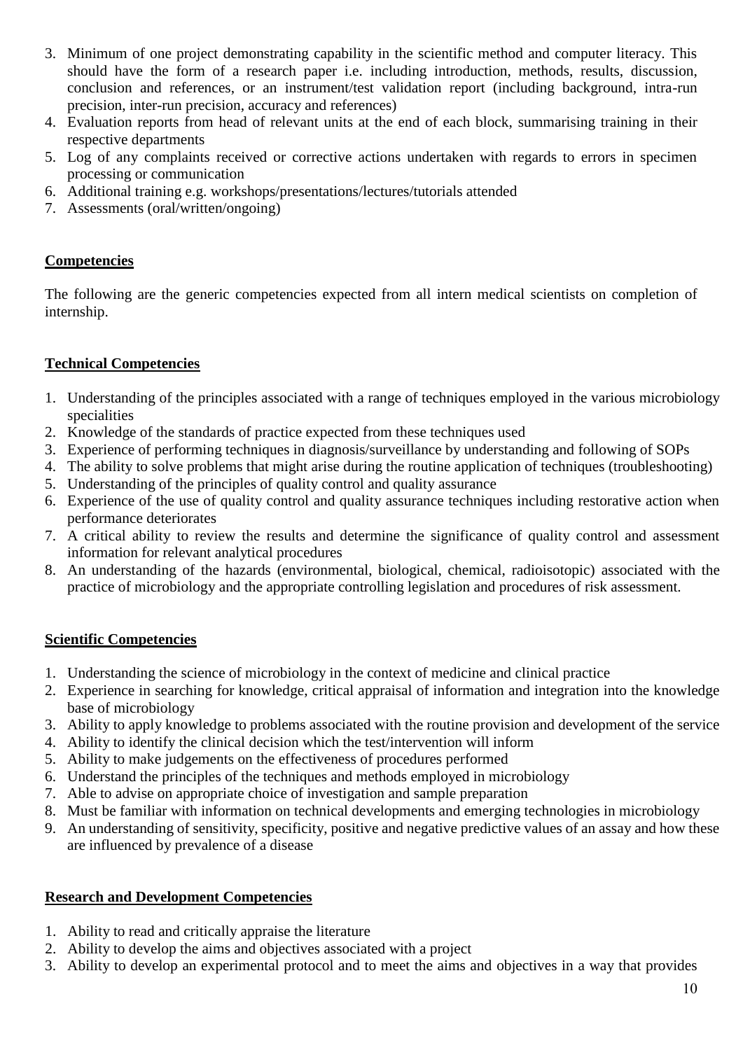3. Minimum of one project demonstrating capability in the scientific method and computer literacy. This should have the form of a research paper i.e. including introduction, methods, results, discussion, conclusion and references, or an instrument/test validation report (including background, intra-run precision, inter-run precision, accuracy and references)
4. Evaluation reports from head of relevant units at the end of each block, summarising training in their respective departments
5. Log of any complaints received or corrective actions undertaken with regards to errors in specimen processing or communication
6. Additional training e.g. workshops/presentations/lectures/tutorials attended
7. Assessments (oral/written/ongoing)

**Competencies**

The following are the generic competencies expected from all intern medical scientists on completion of internship.

**Technical Competencies**

1. Understanding of the principles associated with a range of techniques employed in the various microbiology specialities
2. Knowledge of the standards of practice expected from these techniques used
3. Experience of performing techniques in diagnosis/surveillance by understanding and following of SOPs
4. The ability to solve problems that might arise during the routine application of techniques (troubleshooting)
5. Understanding of the principles of quality control and quality assurance
6. Experience of the use of quality control and quality assurance techniques including restorative action when performance deteriorates
7. A critical ability to review the results and determine the significance of quality control and assessment information for relevant analytical procedures
8. An understanding of the hazards (environmental, biological, chemical, radioisotopic) associated with the practice of microbiology and the appropriate controlling legislation and procedures of risk assessment.

**Scientific Competencies**

1. Understanding the science of microbiology in the context of medicine and clinical practice
2. Experience in searching for knowledge, critical appraisal of information and integration into the knowledge base of microbiology
3. Ability to apply knowledge to problems associated with the routine provision and development of the service
4. Ability to identify the clinical decision which the test/intervention will inform
5. Ability to make judgements on the effectiveness of procedures performed
6. Understand the principles of the techniques and methods employed in microbiology
7. Able to advise on appropriate choice of investigation and sample preparation
8. Must be familiar with information on technical developments and emerging technologies in microbiology
9. An understanding of sensitivity, specificity, positive and negative predictive values of an assay and how these are influenced by prevalence of a disease

**Research and Development Competencies**

1. Ability to read and critically appraise the literature
2. Ability to develop the aims and objectives associated with a project
3. Ability to develop an experimental protocol and to meet the aims and objectives in a way that provides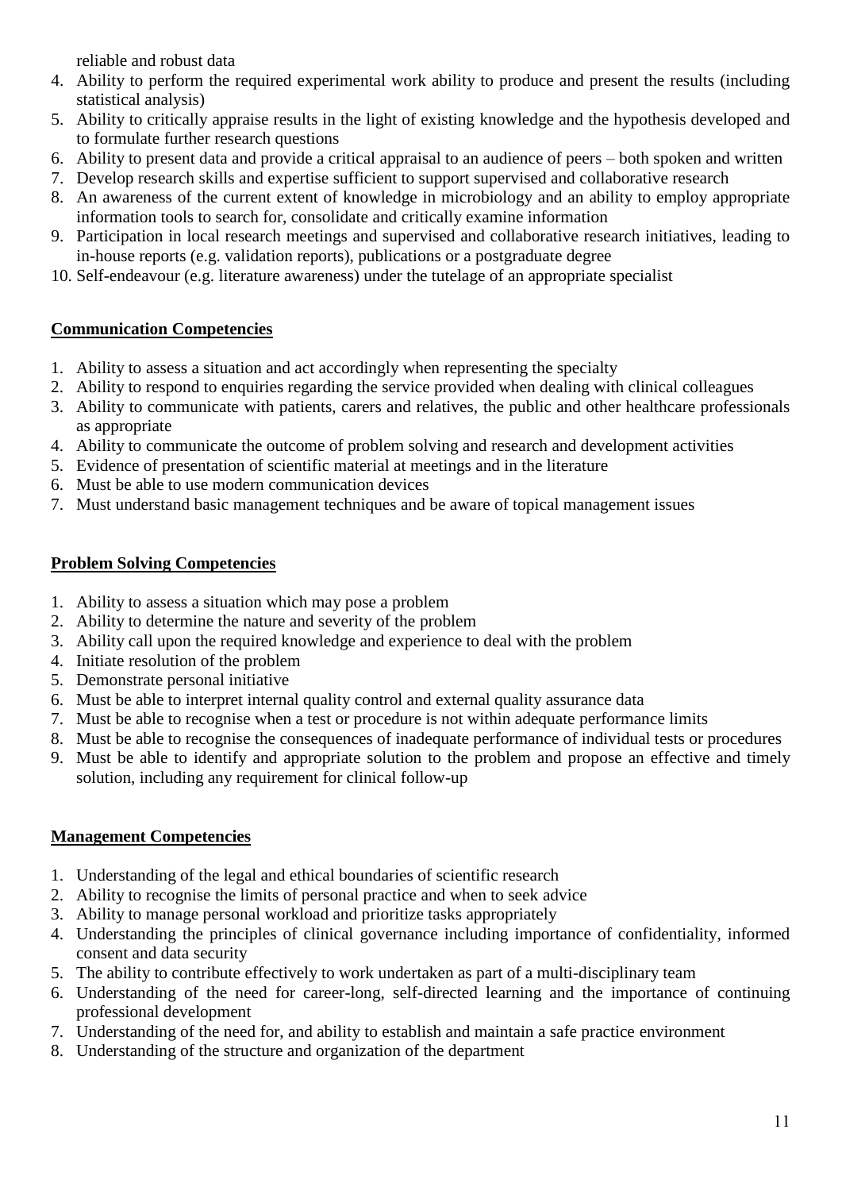reliable and robust data

4. Ability to perform the required experimental work ability to produce and present the results (including statistical analysis)
5. Ability to critically appraise results in the light of existing knowledge and the hypothesis developed and to formulate further research questions
6. Ability to present data and provide a critical appraisal to an audience of peers – both spoken and written
7. Develop research skills and expertise sufficient to support supervised and collaborative research
8. An awareness of the current extent of knowledge in microbiology and an ability to employ appropriate information tools to search for, consolidate and critically examine information
9. Participation in local research meetings and supervised and collaborative research initiatives, leading to in-house reports (e.g. validation reports), publications or a postgraduate degree
10. Self-endeavour (e.g. literature awareness) under the tutelage of an appropriate specialist

**Communication Competencies**

1. Ability to assess a situation and act accordingly when representing the specialty
2. Ability to respond to enquiries regarding the service provided when dealing with clinical colleagues
3. Ability to communicate with patients, carers and relatives, the public and other healthcare professionals as appropriate
4. Ability to communicate the outcome of problem solving and research and development activities
5. Evidence of presentation of scientific material at meetings and in the literature
6. Must be able to use modern communication devices
7. Must understand basic management techniques and be aware of topical management issues

**Problem Solving Competencies**

1. Ability to assess a situation which may pose a problem
2. Ability to determine the nature and severity of the problem
3. Ability call upon the required knowledge and experience to deal with the problem
4. Initiate resolution of the problem
5. Demonstrate personal initiative
6. Must be able to interpret internal quality control and external quality assurance data
7. Must be able to recognise when a test or procedure is not within adequate performance limits
8. Must be able to recognise the consequences of inadequate performance of individual tests or procedures
9. Must be able to identify and appropriate solution to the problem and propose an effective and timely solution, including any requirement for clinical follow-up

**Management Competencies**

1. Understanding of the legal and ethical boundaries of scientific research
2. Ability to recognise the limits of personal practice and when to seek advice
3. Ability to manage personal workload and prioritize tasks appropriately
4. Understanding the principles of clinical governance including importance of confidentiality, informed consent and data security
5. The ability to contribute effectively to work undertaken as part of a multi-disciplinary team
6. Understanding of the need for career-long, self-directed learning and the importance of continuing professional development
7. Understanding of the need for, and ability to establish and maintain a safe practice environment
8. Understanding of the structure and organization of the department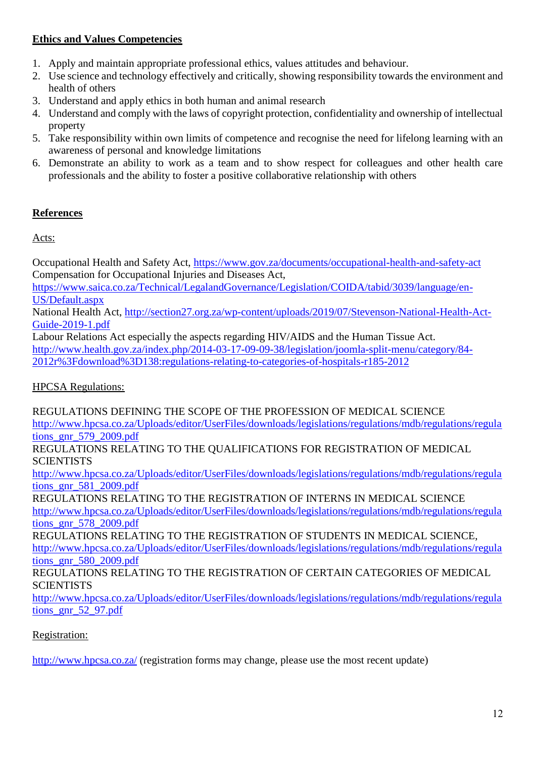## Ethics and Values Competencies

1. Apply and maintain appropriate professional ethics, values attitudes and behaviour.
2. Use science and technology effectively and critically, showing responsibility towards the environment and health of others
3. Understand and apply ethics in both human and animal research
4. Understand and comply with the laws of copyright protection, confidentiality and ownership of intellectual property
5. Take responsibility within own limits of competence and recognise the need for lifelong learning with an awareness of personal and knowledge limitations
6. Demonstrate an ability to work as a team and to show respect for colleagues and other health care professionals and the ability to foster a positive collaborative relationship with others

## References

Acts:

Occupational Health and Safety Act, https://www.gov.za/documents/occupational-health-and-safety-act
Compensation for Occupational Injuries and Diseases Act,
https://www.saica.co.za/Technical/LegalandGovernance/Legislation/COIDA/tabid/3039/language/en-US/Default.aspx
National Health Act, http://section27.org.za/wp-content/uploads/2019/07/Stevenson-National-Health-Act-Guide-2019-1.pdf
Labour Relations Act especially the aspects regarding HIV/AIDS and the Human Tissue Act.
http://www.health.gov.za/index.php/2014-03-17-09-09-38/legislation/joomla-split-menu/category/84-2012r%3Fdownload%3D138:regulations-relating-to-categories-of-hospitals-r185-2012

HPCSA Regulations:

REGULATIONS DEFINING THE SCOPE OF THE PROFESSION OF MEDICAL SCIENCE
http://www.hpcsa.co.za/Uploads/editor/UserFiles/downloads/legislations/regulations/mdb/regulations/regulations_gnr_579_2009.pdf
REGULATIONS RELATING TO THE QUALIFICATIONS FOR REGISTRATION OF MEDICAL SCIENTISTS
http://www.hpcsa.co.za/Uploads/editor/UserFiles/downloads/legislations/regulations/mdb/regulations/regulations_gnr_581_2009.pdf
REGULATIONS RELATING TO THE REGISTRATION OF INTERNS IN MEDICAL SCIENCE
http://www.hpcsa.co.za/Uploads/editor/UserFiles/downloads/legislations/regulations/mdb/regulations/regulations_gnr_578_2009.pdf
REGULATIONS RELATING TO THE REGISTRATION OF STUDENTS IN MEDICAL SCIENCE,
http://www.hpcsa.co.za/Uploads/editor/UserFiles/downloads/legislations/regulations/mdb/regulations/regulations_gnr_580_2009.pdf
REGULATIONS RELATING TO THE REGISTRATION OF CERTAIN CATEGORIES OF MEDICAL SCIENTISTS
http://www.hpcsa.co.za/Uploads/editor/UserFiles/downloads/legislations/regulations/mdb/regulations/regulations_gnr_52_97.pdf

Registration:

http://www.hpcsa.co.za/ (registration forms may change, please use the most recent update)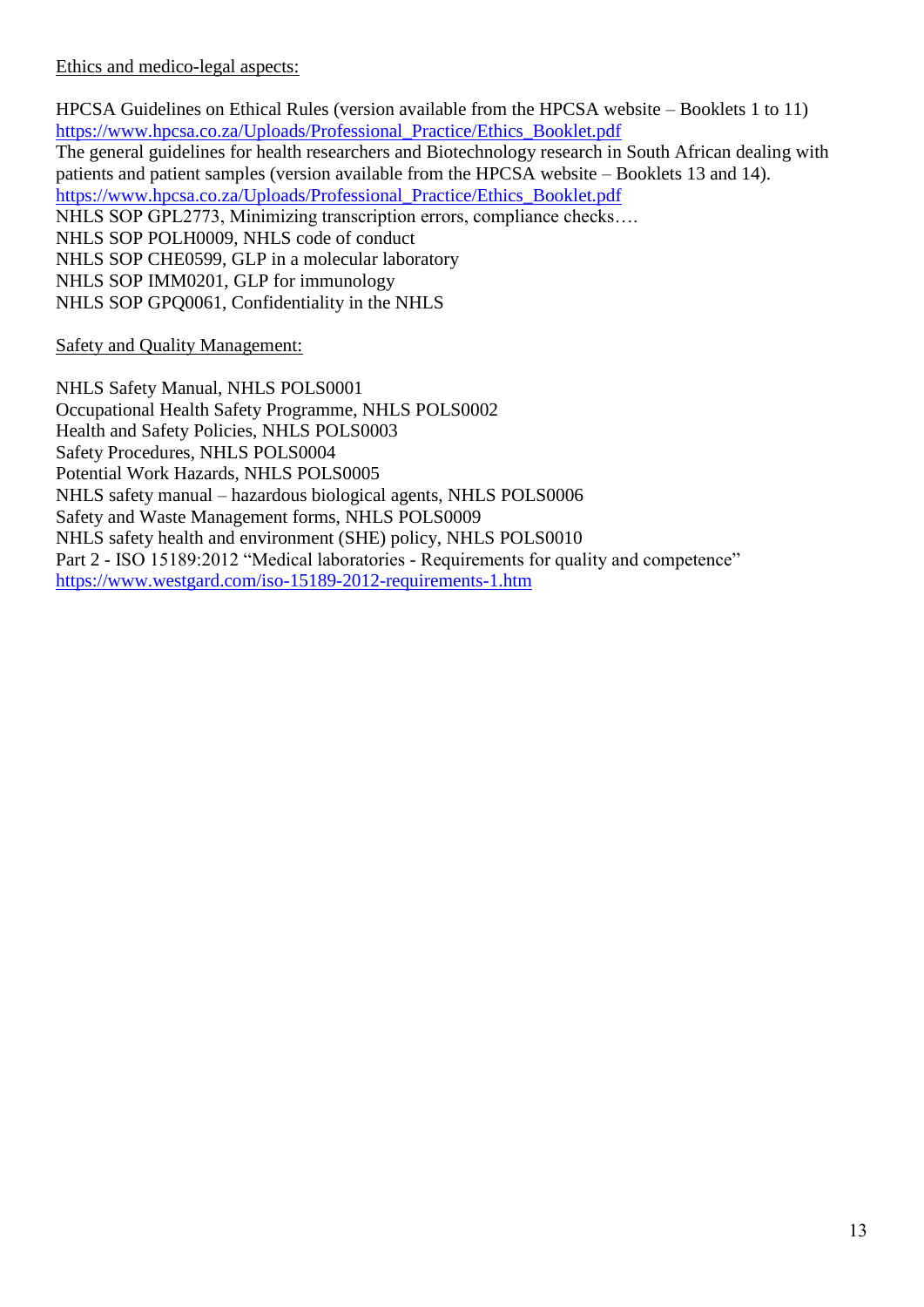Ethics and medico-legal aspects:

HPCSA Guidelines on Ethical Rules (version available from the HPCSA website – Booklets 1 to 11)
https://www.hpcsa.co.za/Uploads/Professional_Practice/Ethics_Booklet.pdf
The general guidelines for health researchers and Biotechnology research in South African dealing with patients and patient samples (version available from the HPCSA website – Booklets 13 and 14).
https://www.hpcsa.co.za/Uploads/Professional_Practice/Ethics_Booklet.pdf
NHLS SOP GPL2773, Minimizing transcription errors, compliance checks….
NHLS SOP POLH0009, NHLS code of conduct
NHLS SOP CHE0599, GLP in a molecular laboratory
NHLS SOP IMM0201, GLP for immunology
NHLS SOP GPQ0061, Confidentiality in the NHLS

Safety and Quality Management:

NHLS Safety Manual, NHLS POLS0001
Occupational Health Safety Programme, NHLS POLS0002
Health and Safety Policies, NHLS POLS0003
Safety Procedures, NHLS POLS0004
Potential Work Hazards, NHLS POLS0005
NHLS safety manual – hazardous biological agents, NHLS POLS0006
Safety and Waste Management forms, NHLS POLS0009
NHLS safety health and environment (SHE) policy, NHLS POLS0010
Part 2 - ISO 15189:2012 "Medical laboratories - Requirements for quality and competence"
https://www.westgard.com/iso-15189-2012-requirements-1.htm